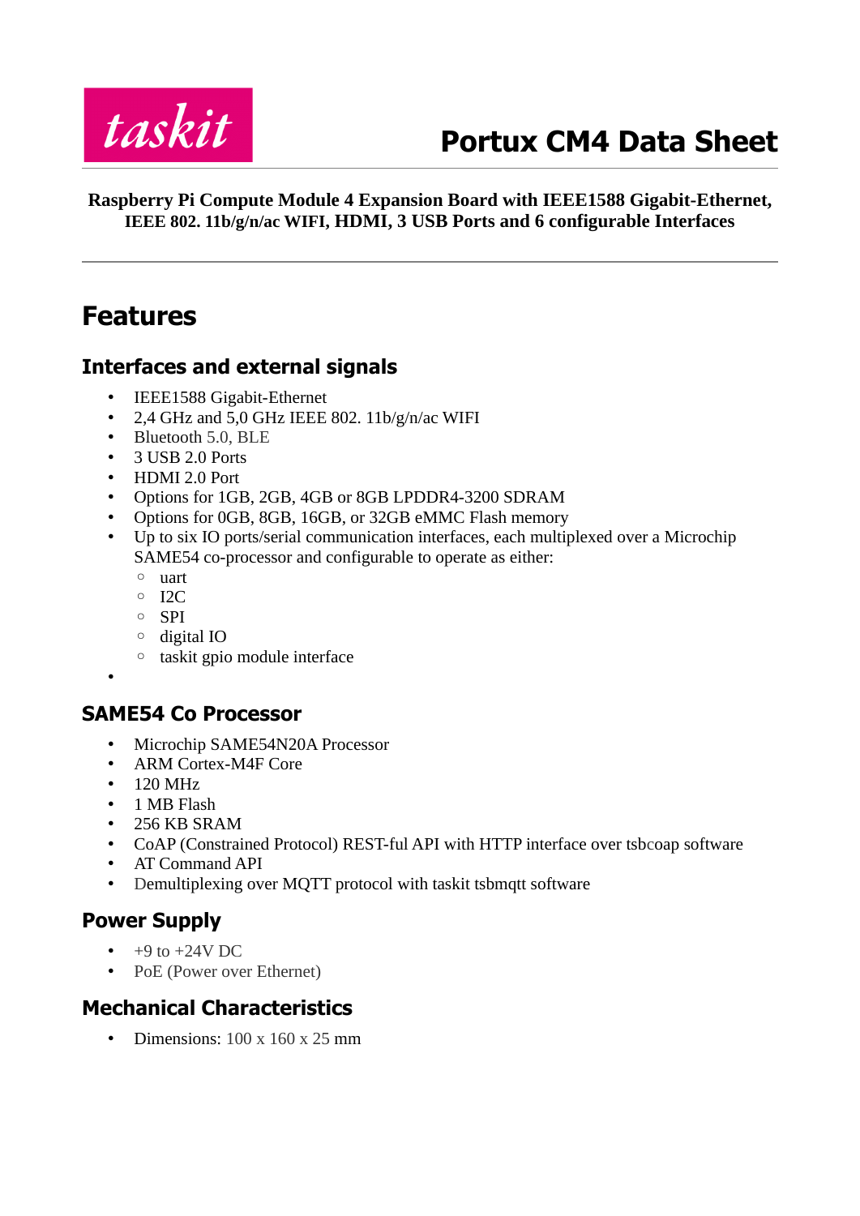taskit

# Portux CM4 Data Sheet

**Raspberry Pi Compute Module 4 Expansion Board with IEEE1588 Gigabit-Ethernet, IEEE 802. 11b/g/n/ac WIFI, HDMI, 3 USB Ports and 6 configurable Interfaces**

## Features

### Interfaces and external signals

- IEEE1588 Gigabit-Ethernet
- 2,4 GHz and 5,0 GHz IEEE 802. 11b/g/n/ac WIFI
- Bluetooth 5.0, BLE
- 3 USB 2.0 Ports
- HDMI 2.0 Port
- Options for 1GB, 2GB, 4GB or 8GB LPDDR4-3200 SDRAM
- Options for 0GB, 8GB, 16GB, or 32GB eMMC Flash memory
- Up to six IO ports/serial communication interfaces, each multiplexed over a Microchip SAME54 co-processor and configurable to operate as either:
  - uart
  - I2C
  - SPI
  - digital IO
  - taskit gpio module interface
-

### SAME54 Co Processor

- Microchip SAME54N20A Processor
- ARM Cortex-M4F Core
- 120 MHz
- 1 MB Flash
- 256 KB SRAM
- CoAP (Constrained Protocol) REST-ful API with HTTP interface over tsbcoap software
- AT Command API
- Demultiplexing over MQTT protocol with taskit tsbmqtt software

### Power Supply

- +9 to +24V DC
- PoE (Power over Ethernet)

### Mechanical Characteristics

- Dimensions: 100 x 160 x 25 mm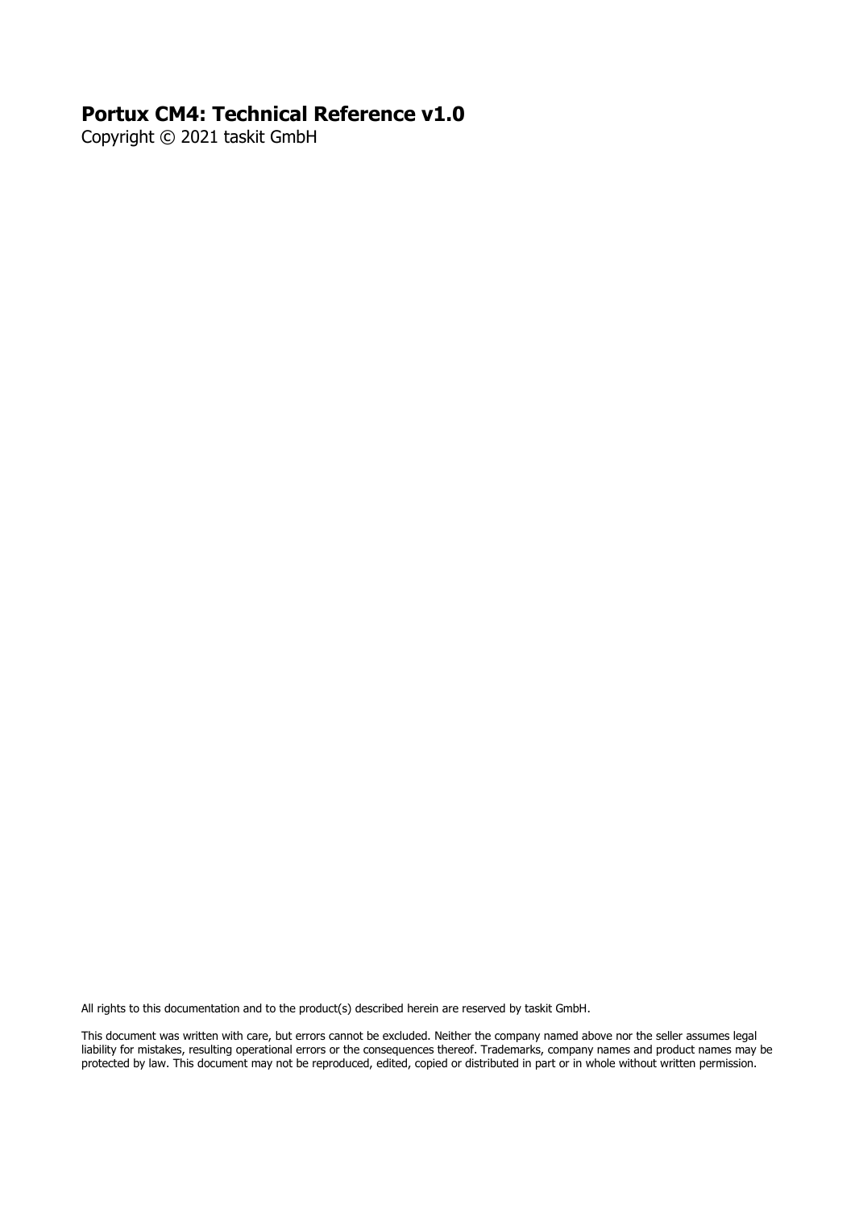# Portux CM4: Technical Reference v1.0

Copyright © 2021 taskit GmbH

All rights to this documentation and to the product(s) described herein are reserved by taskit GmbH.

This document was written with care, but errors cannot be excluded. Neither the company named above nor the seller assumes legal liability for mistakes, resulting operational errors or the consequences thereof. Trademarks, company names and product names may be protected by law. This document may not be reproduced, edited, copied or distributed in part or in whole without written permission.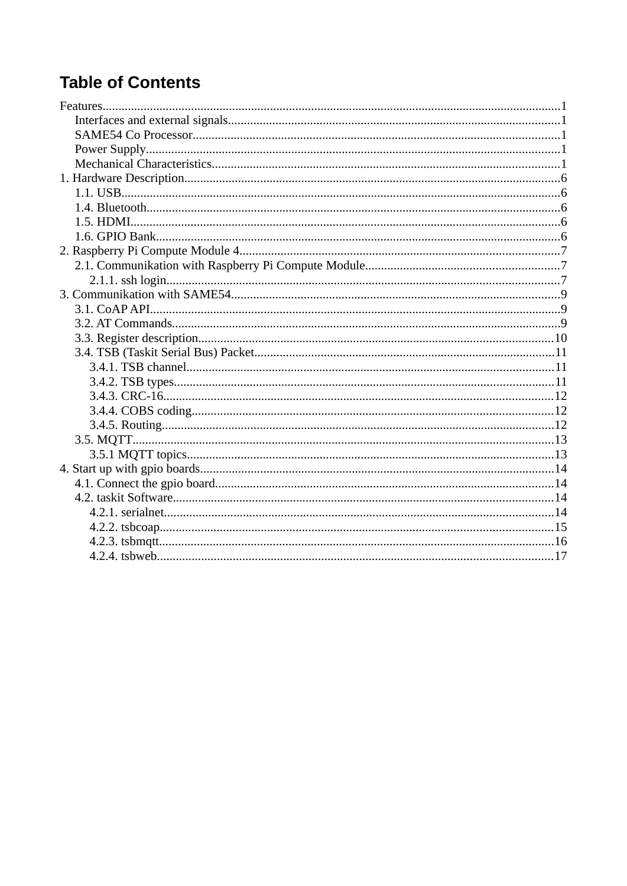# Table of Contents

Features.....1
- Interfaces and external signals.....1
- SAME54 Co Processor.....1
- Power Supply.....1
- Mechanical Characteristics.....1

1. Hardware Description.....6
   - 1.1. USB.....6
   - 1.4. Bluetooth.....6
   - 1.5. HDMI.....6
   - 1.6. GPIO Bank.....6

2. Raspberry Pi Compute Module 4.....7
   - 2.1. Communikation with Raspberry Pi Compute Module.....7
     - 2.1.1. ssh login.....7

3. Communikation with SAME54.....9
   - 3.1. CoAP API.....9
   - 3.2. AT Commands.....9
   - 3.3. Register description.....10
   - 3.4. TSB (Taskit Serial Bus) Packet.....11
     - 3.4.1. TSB channel.....11
     - 3.4.2. TSB types.....11
     - 3.4.3. CRC-16.....12
     - 3.4.4. COBS coding.....12
     - 3.4.5. Routing.....12
   - 3.5. MQTT.....13
     - 3.5.1 MQTT topics.....13

4. Start up with gpio boards.....14
   - 4.1. Connect the gpio board.....14
   - 4.2. taskit Software.....14
     - 4.2.1. serialnet.....14
     - 4.2.2. tsbcoap.....15
     - 4.2.3. tsbmqtt.....16
     - 4.2.4. tsbweb.....17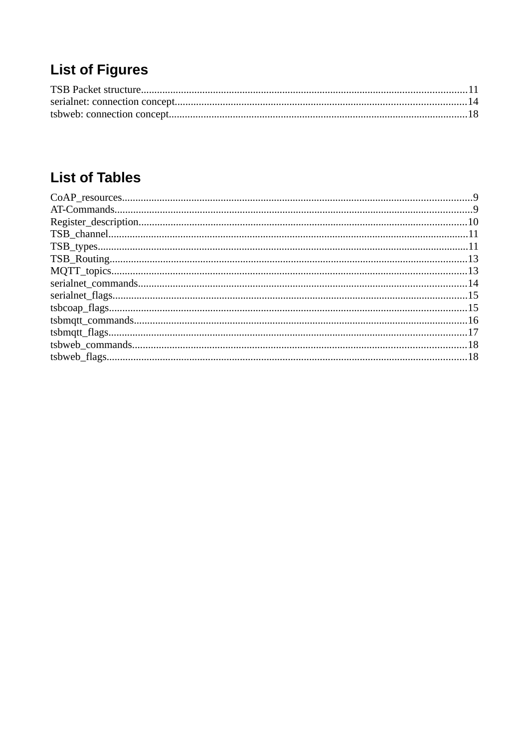## List of Figures

TSB Packet structure........................................................................................................................11
serialnet: connection concept............................................................................................................14
tsbweb: connection concept..............................................................................................................18

## List of Tables

CoAP_resources.................................................................................................................................9
AT-Commands....................................................................................................................................9
Register_description.........................................................................................................................10
TSB_channel.....................................................................................................................................11
TSB_types.........................................................................................................................................11
TSB_Routing....................................................................................................................................13
MQTT_topics...................................................................................................................................13
serialnet_commands..........................................................................................................................14
serialnet_flags...................................................................................................................................15
tsbcoap_flags....................................................................................................................................15
tsbmqtt_commands...........................................................................................................................16
tsbmqtt_flags.....................................................................................................................................17
tsbweb_commands............................................................................................................................18
tsbweb_flags.....................................................................................................................................18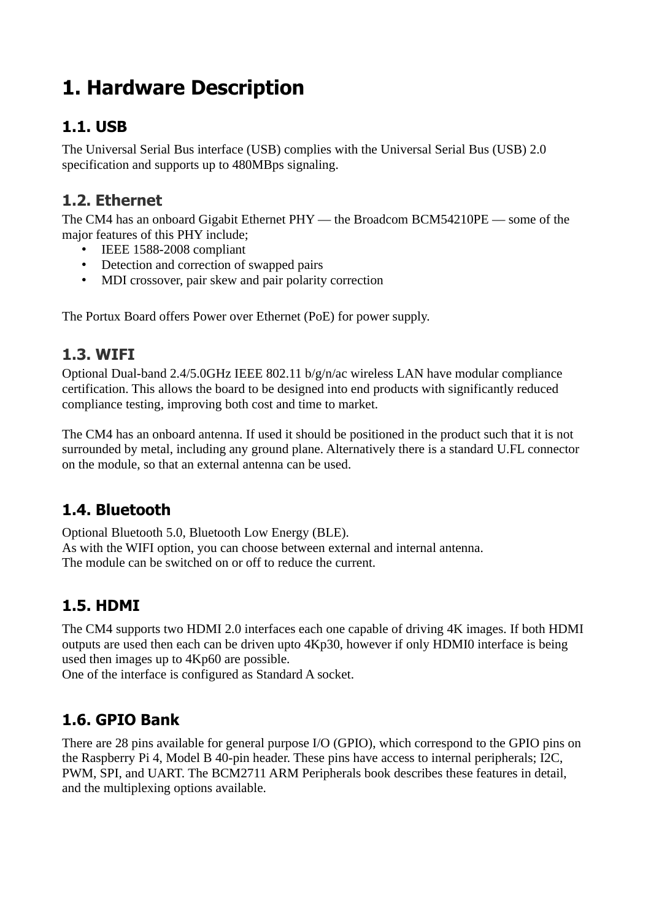# 1. Hardware Description

## 1.1. USB

The Universal Serial Bus interface (USB) complies with the Universal Serial Bus (USB) 2.0 specification and supports up to 480MBps signaling.

## 1.2. Ethernet

The CM4 has an onboard Gigabit Ethernet PHY — the Broadcom BCM54210PE — some of the major features of this PHY include;

- IEEE 1588-2008 compliant
- Detection and correction of swapped pairs
- MDI crossover, pair skew and pair polarity correction

The Portux Board offers Power over Ethernet (PoE) for power supply.

## 1.3. WIFI

Optional Dual-band 2.4/5.0GHz IEEE 802.11 b/g/n/ac wireless LAN have modular compliance certification. This allows the board to be designed into end products with significantly reduced compliance testing, improving both cost and time to market.

The CM4 has an onboard antenna. If used it should be positioned in the product such that it is not surrounded by metal, including any ground plane. Alternatively there is a standard U.FL connector on the module, so that an external antenna can be used.

## 1.4. Bluetooth

Optional Bluetooth 5.0, Bluetooth Low Energy (BLE).
As with the WIFI option, you can choose between external and internal antenna.
The module can be switched on or off to reduce the current.

## 1.5. HDMI

The CM4 supports two HDMI 2.0 interfaces each one capable of driving 4K images. If both HDMI outputs are used then each can be driven upto 4Kp30, however if only HDMI0 interface is being used then images up to 4Kp60 are possible.
One of the interface is configured as Standard A socket.

## 1.6. GPIO Bank

There are 28 pins available for general purpose I/O (GPIO), which correspond to the GPIO pins on the Raspberry Pi 4, Model B 40-pin header. These pins have access to internal peripherals; I2C, PWM, SPI, and UART. The BCM2711 ARM Peripherals book describes these features in detail, and the multiplexing options available.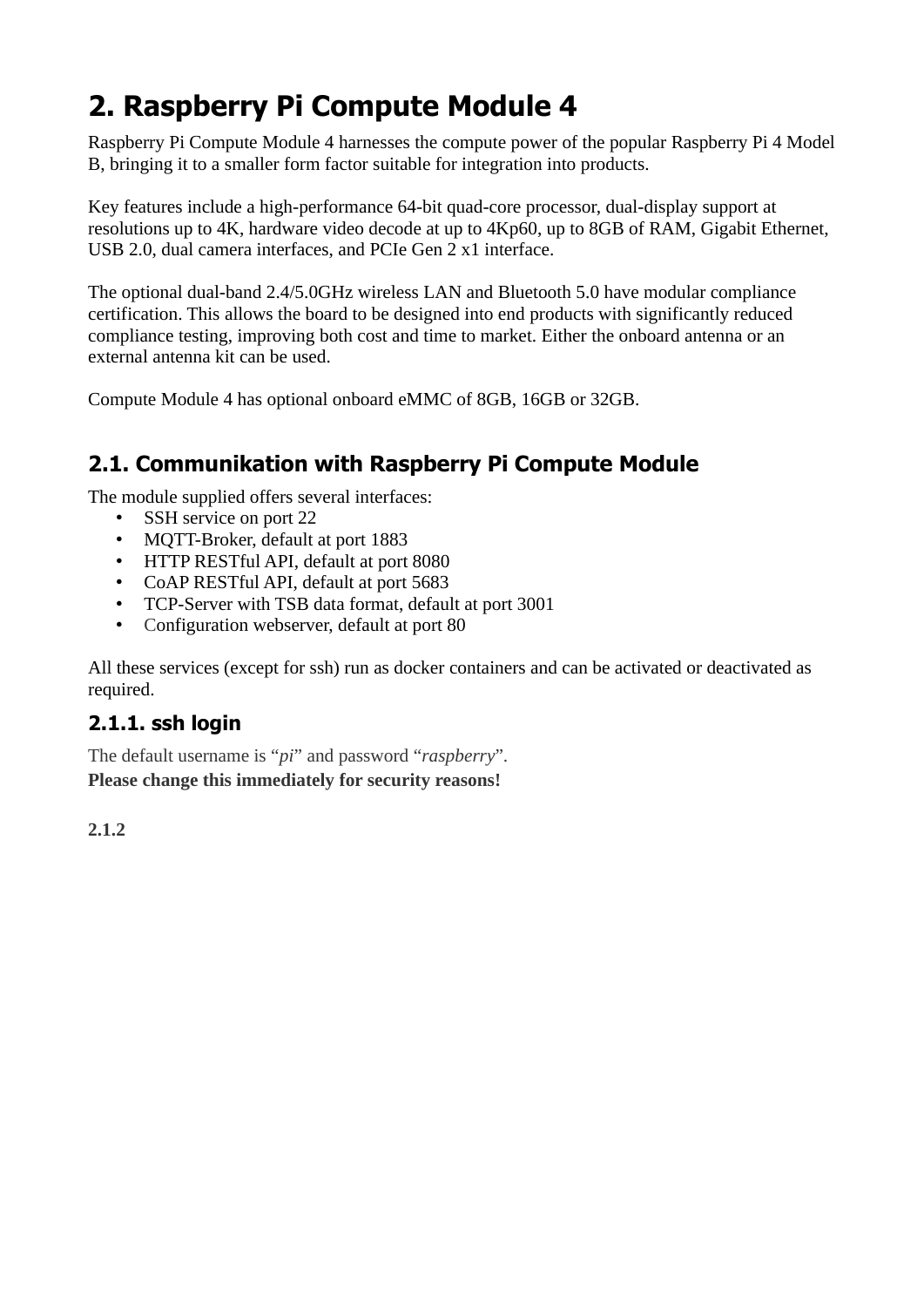# 2. Raspberry Pi Compute Module 4

Raspberry Pi Compute Module 4 harnesses the compute power of the popular Raspberry Pi 4 Model B, bringing it to a smaller form factor suitable for integration into products.

Key features include a high-performance 64-bit quad-core processor, dual-display support at resolutions up to 4K, hardware video decode at up to 4Kp60, up to 8GB of RAM, Gigabit Ethernet, USB 2.0, dual camera interfaces, and PCIe Gen 2 x1 interface.

The optional dual-band 2.4/5.0GHz wireless LAN and Bluetooth 5.0 have modular compliance certification. This allows the board to be designed into end products with significantly reduced compliance testing, improving both cost and time to market. Either the onboard antenna or an external antenna kit can be used.

Compute Module 4 has optional onboard eMMC of 8GB, 16GB or 32GB.

## 2.1. Communikation with Raspberry Pi Compute Module

The module supplied offers several interfaces:

- SSH service on port 22
- MQTT-Broker, default at port 1883
- HTTP RESTful API, default at port 8080
- CoAP RESTful API, default at port 5683
- TCP-Server with TSB data format, default at port 3001
- Configuration webserver, default at port 80

All these services (except for ssh) run as docker containers and can be activated or deactivated as required.

### 2.1.1. ssh login

The default username is "*pi*" and password "*raspberry*".
**Please change this immediately for security reasons!**

**2.1.2**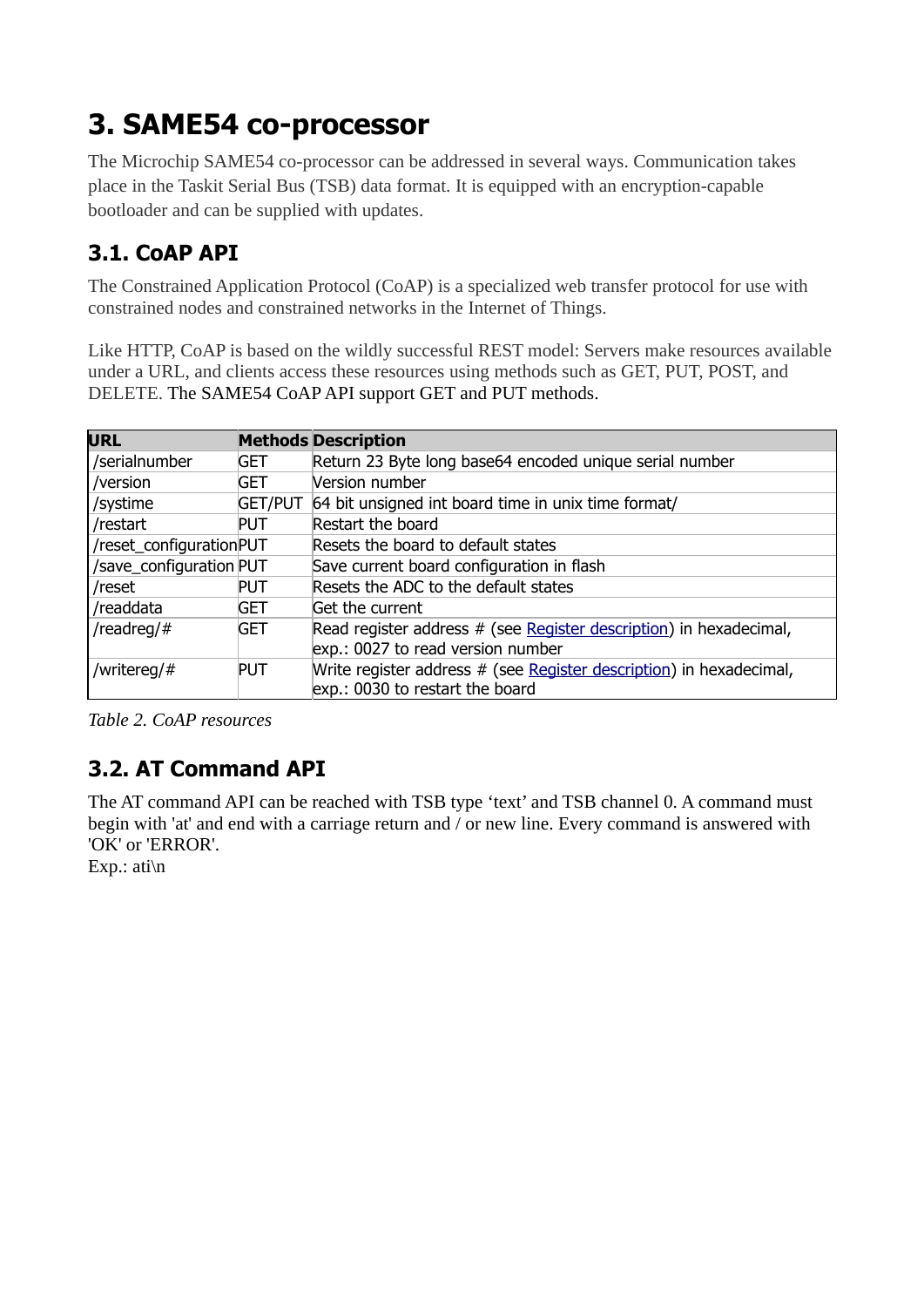# 3. SAME54 co-processor

The Microchip SAME54 co-processor can be addressed in several ways. Communication takes place in the Taskit Serial Bus (TSB) data format. It is equipped with an encryption-capable bootloader and can be supplied with updates.

## 3.1. CoAP API

The Constrained Application Protocol (CoAP) is a specialized web transfer protocol for use with constrained nodes and constrained networks in the Internet of Things.

Like HTTP, CoAP is based on the wildly successful REST model: Servers make resources available under a URL, and clients access these resources using methods such as GET, PUT, POST, and DELETE. The SAME54 CoAP API support GET and PUT methods.

| URL | Methods | Description |
|---|---|---|
| /serialnumber | GET | Return 23 Byte long base64 encoded unique serial number |
| /version | GET | Version number |
| /systime | GET/PUT | 64 bit unsigned int board time in unix time format/ |
| /restart | PUT | Restart the board |
| /reset_configuration | PUT | Resets the board to default states |
| /save_configuration | PUT | Save current board configuration in flash |
| /reset | PUT | Resets the ADC to the default states |
| /readdata | GET | Get the current |
| /readreg/# | GET | Read register address # (see Register description) in hexadecimal, exp.: 0027 to read version number |
| /writereg/# | PUT | Write register address # (see Register description) in hexadecimal, exp.: 0030 to restart the board |

*Table 2. CoAP resources*

## 3.2. AT Command API

The AT command API can be reached with TSB type 'text' and TSB channel 0. A command must begin with 'at' and end with a carriage return and / or new line. Every command is answered with 'OK' or 'ERROR'.
Exp.: ati\n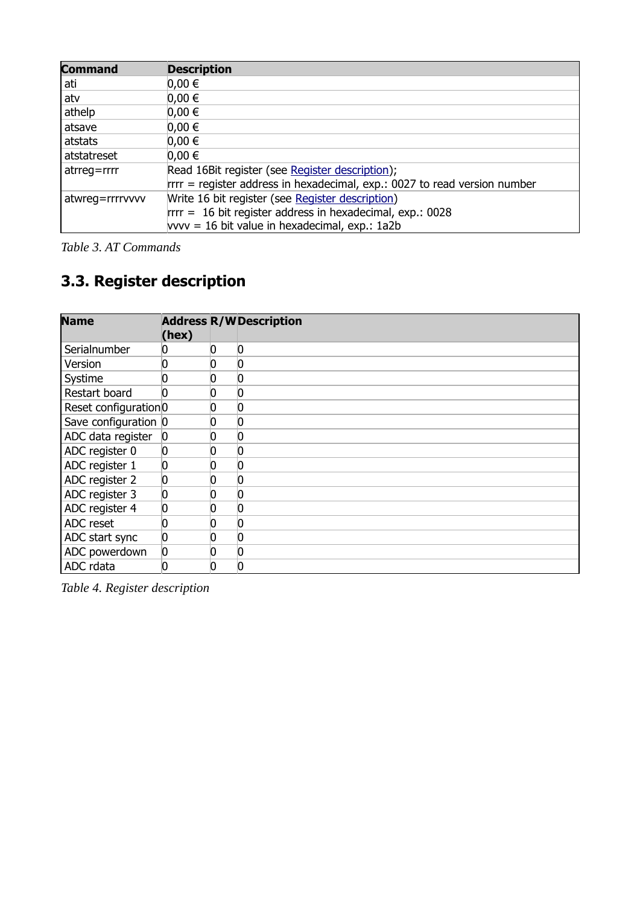| Command | Description |
|---|---|
| ati | 0,00 € |
| atv | 0,00 € |
| athelp | 0,00 € |
| atsave | 0,00 € |
| atstats | 0,00 € |
| atstatreset | 0,00 € |
| atrreg=rrrr | Read 16Bit register (see Register description);<br>rrrr = register address in hexadecimal, exp.: 0027 to read version number |
| atwreg=rrrrvvvv | Write 16 bit register (see Register description)<br>rrrr = 16 bit register address in hexadecimal, exp.: 0028<br>vvvv = 16 bit value in hexadecimal, exp.: 1a2b |

*Table 3. AT Commands*

## 3.3. Register description

| Name | Address (hex) | R/W | Description |
|---|---|---|---|
| Serialnumber | 0 | 0 | 0 |
| Version | 0 | 0 | 0 |
| Systime | 0 | 0 | 0 |
| Restart board | 0 | 0 | 0 |
| Reset configuration | 0 | 0 | 0 |
| Save configuration | 0 | 0 | 0 |
| ADC data register | 0 | 0 | 0 |
| ADC register 0 | 0 | 0 | 0 |
| ADC register 1 | 0 | 0 | 0 |
| ADC register 2 | 0 | 0 | 0 |
| ADC register 3 | 0 | 0 | 0 |
| ADC register 4 | 0 | 0 | 0 |
| ADC reset | 0 | 0 | 0 |
| ADC start sync | 0 | 0 | 0 |
| ADC powerdown | 0 | 0 | 0 |
| ADC rdata | 0 | 0 | 0 |

*Table 4. Register description*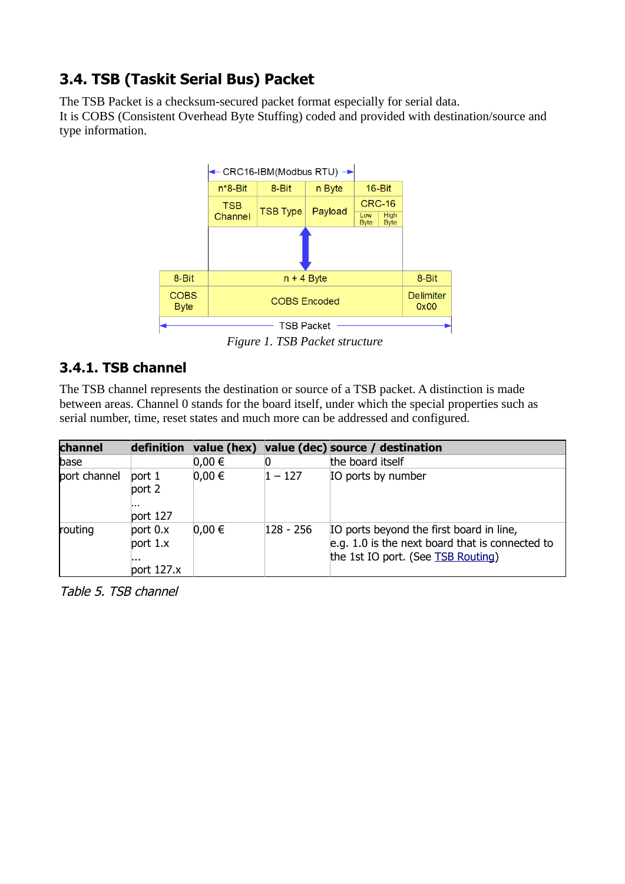## 3.4. TSB (Taskit Serial Bus) Packet

The TSB Packet is a checksum-secured packet format especially for serial data.
It is COBS (Consistent Overhead Byte Stuffing) coded and provided with destination/source and type information.

| | CRC16-IBM(Modbus RTU) | | | | |
|---|---|---|---|---|---|
| | n*8-Bit | 8-Bit | n Byte | 16-Bit | |
| | TSB Channel | TSB Type | Payload | CRC-16 (Low Byte, High Byte) | |
| 8-Bit | n + 4 Byte | | | | 8-Bit |
| COBS Byte | COBS Encoded | | | | Delimiter 0x00 |
| TSB Packet | | | | | |

*Figure 1. TSB Packet structure*

### 3.4.1. TSB channel

The TSB channel represents the destination or source of a TSB packet. A distinction is made between areas. Channel 0 stands for the board itself, under which the special properties such as serial number, time, reset states and much more can be addressed and configured.

| channel | definition | value (hex) | value (dec) | source / destination |
|---|---|---|---|---|
| base | | 0,00 € | 0 | the board itself |
| port channel | port 1<br>port 2<br>...<br>port 127 | 0,00 € | 1 – 127 | IO ports by number |
| routing | port 0.x<br>port 1.x<br>...<br>port 127.x | 0,00 € | 128 - 256 | IO ports beyond the first board in line,<br>e.g. 1.0 is the next board that is connected to the 1st IO port. (See TSB Routing) |

*Table 5. TSB channel*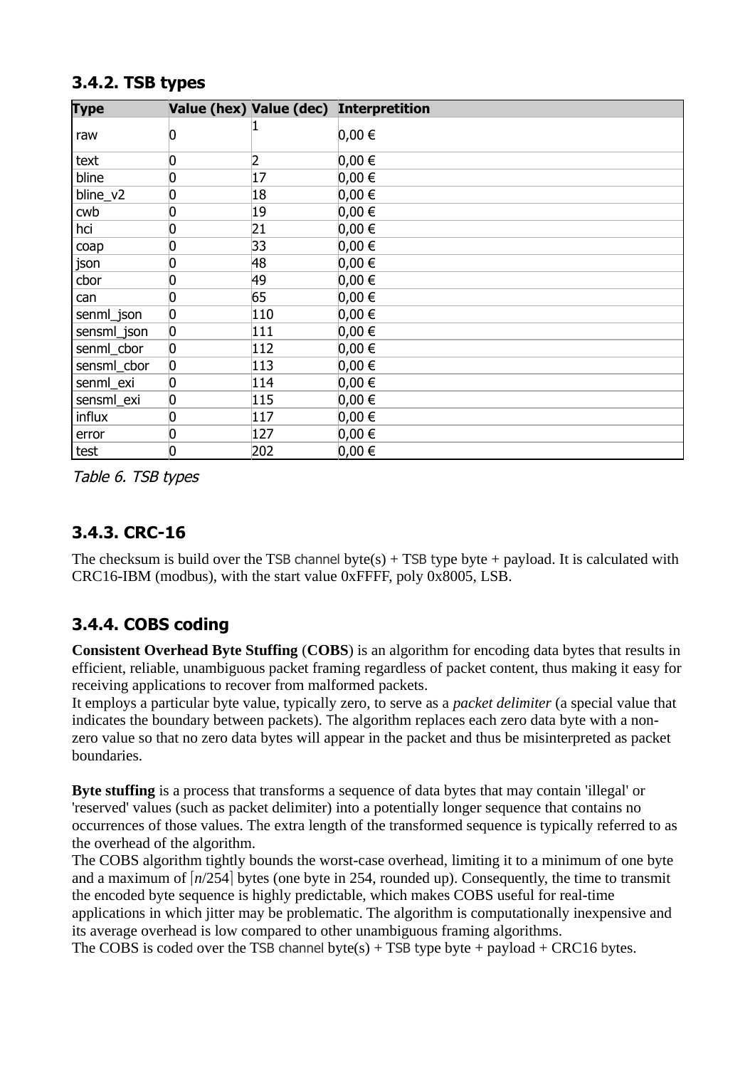### 3.4.2. TSB types

| Type | Value (hex) | Value (dec) | Interpretition |
|---|---|---|---|
| raw | 0 | 1 | 0,00 € |
| text | 0 | 2 | 0,00 € |
| bline | 0 | 17 | 0,00 € |
| bline_v2 | 0 | 18 | 0,00 € |
| cwb | 0 | 19 | 0,00 € |
| hci | 0 | 21 | 0,00 € |
| coap | 0 | 33 | 0,00 € |
| json | 0 | 48 | 0,00 € |
| cbor | 0 | 49 | 0,00 € |
| can | 0 | 65 | 0,00 € |
| senml_json | 0 | 110 | 0,00 € |
| sensml_json | 0 | 111 | 0,00 € |
| senml_cbor | 0 | 112 | 0,00 € |
| sensml_cbor | 0 | 113 | 0,00 € |
| senml_exi | 0 | 114 | 0,00 € |
| sensml_exi | 0 | 115 | 0,00 € |
| influx | 0 | 117 | 0,00 € |
| error | 0 | 127 | 0,00 € |
| test | 0 | 202 | 0,00 € |

*Table 6. TSB types*

### 3.4.3. CRC-16

The checksum is build over the TSB channel byte(s) + TSB type byte + payload. It is calculated with CRC16-IBM (modbus), with the start value 0xFFFF, poly 0x8005, LSB.

### 3.4.4. COBS coding

**Consistent Overhead Byte Stuffing** (**COBS**) is an algorithm for encoding data bytes that results in efficient, reliable, unambiguous packet framing regardless of packet content, thus making it easy for receiving applications to recover from malformed packets.
It employs a particular byte value, typically zero, to serve as a *packet delimiter* (a special value that indicates the boundary between packets). The algorithm replaces each zero data byte with a non-zero value so that no zero data bytes will appear in the packet and thus be misinterpreted as packet boundaries.

**Byte stuffing** is a process that transforms a sequence of data bytes that may contain 'illegal' or 'reserved' values (such as packet delimiter) into a potentially longer sequence that contains no occurrences of those values. The extra length of the transformed sequence is typically referred to as the overhead of the algorithm.
The COBS algorithm tightly bounds the worst-case overhead, limiting it to a minimum of one byte and a maximum of $\lceil n/254 \rceil$ bytes (one byte in 254, rounded up). Consequently, the time to transmit the encoded byte sequence is highly predictable, which makes COBS useful for real-time applications in which jitter may be problematic. The algorithm is computationally inexpensive and its average overhead is low compared to other unambiguous framing algorithms.
The COBS is coded over the TSB channel byte(s) + TSB type byte + payload + CRC16 bytes.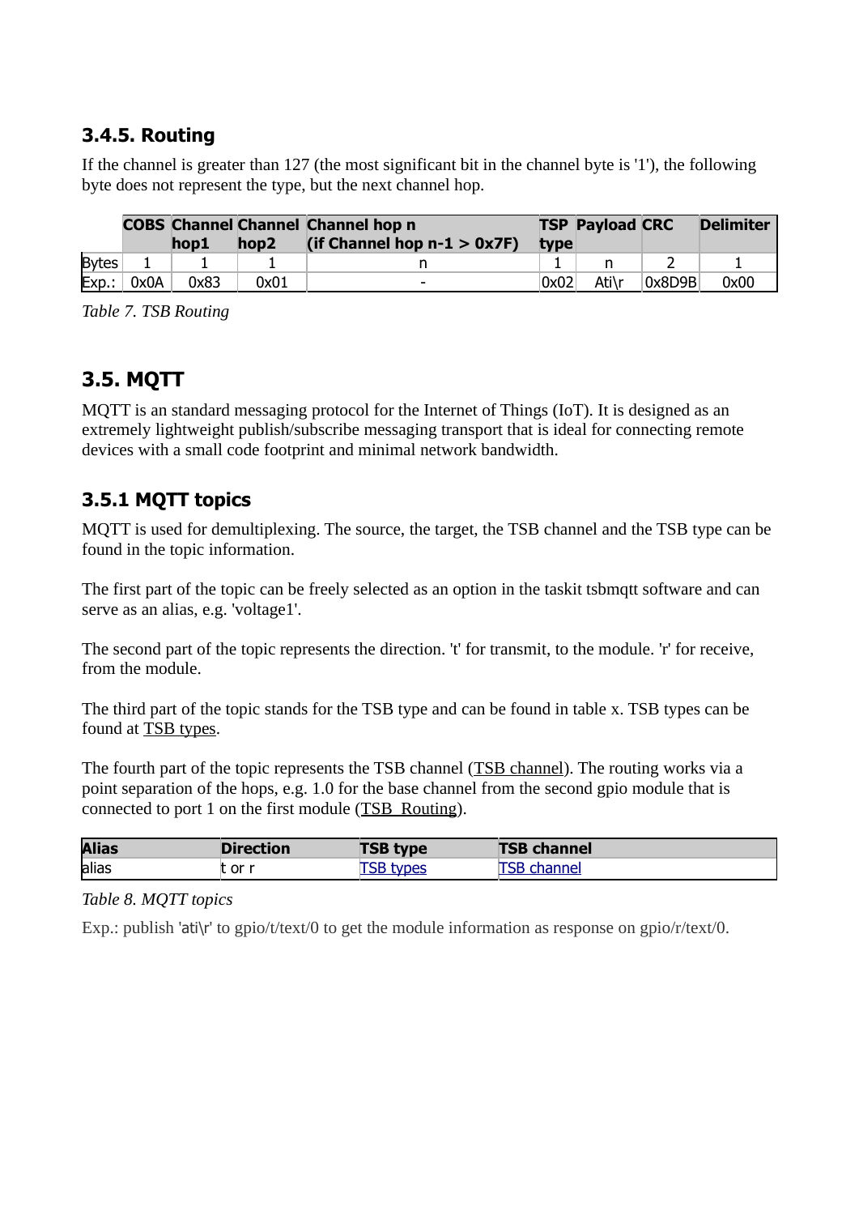### 3.4.5. Routing

If the channel is greater than 127 (the most significant bit in the channel byte is '1'), the following byte does not represent the type, but the next channel hop.

| | COBS | Channel hop1 | Channel hop2 | Channel hop n (if Channel hop n-1 > 0x7F) | TSP type | Payload | CRC | Delimiter |
|---|---|---|---|---|---|---|---|---|
| Bytes | 1 | 1 | 1 | n | 1 | n | 2 | 1 |
| Exp.: | 0x0A | 0x83 | 0x01 | - | 0x02 | Ati\r | 0x8D9B | 0x00 |

*Table 7. TSB Routing*

## 3.5. MQTT

MQTT is an standard messaging protocol for the Internet of Things (IoT). It is designed as an extremely lightweight publish/subscribe messaging transport that is ideal for connecting remote devices with a small code footprint and minimal network bandwidth.

### 3.5.1 MQTT topics

MQTT is used for demultiplexing. The source, the target, the TSB channel and the TSB type can be found in the topic information.

The first part of the topic can be freely selected as an option in the taskit tsbmqtt software and can serve as an alias, e.g. 'voltage1'.

The second part of the topic represents the direction. 't' for transmit, to the module. 'r' for receive, from the module.

The third part of the topic stands for the TSB type and can be found in table x. TSB types can be found at TSB types.

The fourth part of the topic represents the TSB channel (TSB channel). The routing works via a point separation of the hops, e.g. 1.0 for the base channel from the second gpio module that is connected to port 1 on the first module (TSB Routing).

| Alias | Direction | TSB type | TSB channel |
|---|---|---|---|
| alias | t or r | TSB types | TSB channel |

*Table 8. MQTT topics*

Exp.: publish 'ati\r' to gpio/t/text/0 to get the module information as response on gpio/r/text/0.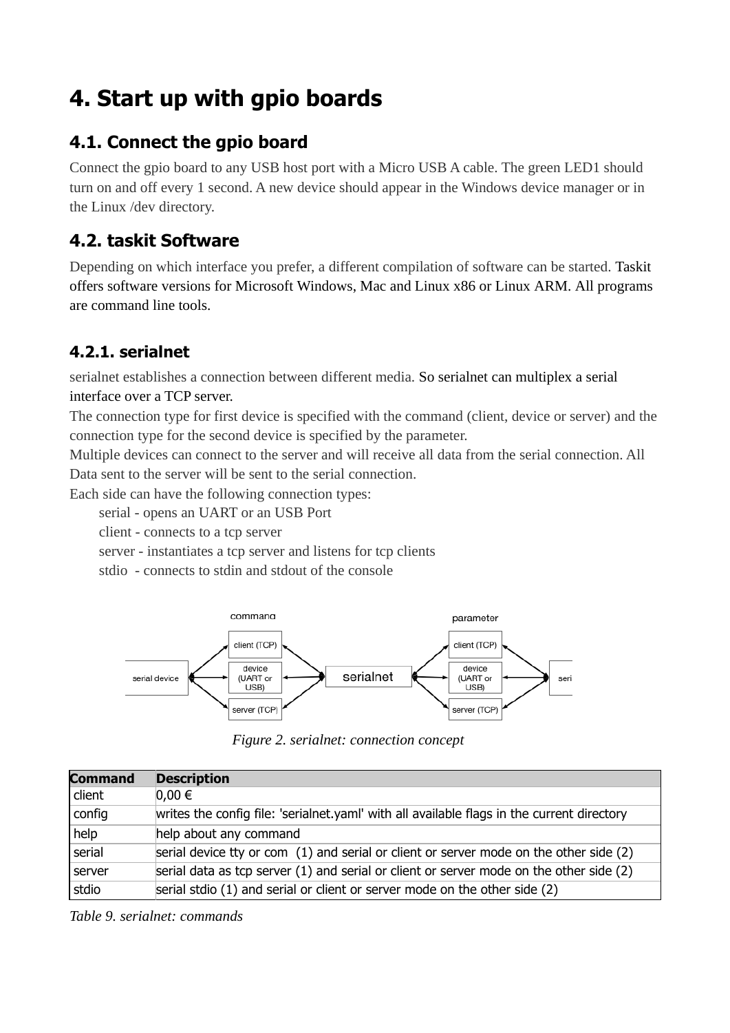# 4. Start up with gpio boards

## 4.1. Connect the gpio board

Connect the gpio board to any USB host port with a Micro USB A cable. The green LED1 should turn on and off every 1 second. A new device should appear in the Windows device manager or in the Linux /dev directory.

## 4.2. taskit Software

Depending on which interface you prefer, a different compilation of software can be started. Taskit offers software versions for Microsoft Windows, Mac and Linux x86 or Linux ARM. All programs are command line tools.

### 4.2.1. serialnet

serialnet establishes a connection between different media. So serialnet can multiplex a serial interface over a TCP server.
The connection type for first device is specified with the command (client, device or server) and the connection type for the second device is specified by the parameter.
Multiple devices can connect to the server and will receive all data from the serial connection. All Data sent to the server will be sent to the serial connection.
Each side can have the following connection types:

- serial - opens an UART or an USB Port
- client - connects to a tcp server
- server - instantiates a tcp server and listens for tcp clients
- stdio - connects to stdin and stdout of the console

*Figure 2. serialnet: connection concept*

| Command | Description |
| --- | --- |
| client | 0,00 € |
| config | writes the config file: 'serialnet.yaml' with all available flags in the current directory |
| help | help about any command |
| serial | serial device tty or com (1) and serial or client or server mode on the other side (2) |
| server | serial data as tcp server (1) and serial or client or server mode on the other side (2) |
| stdio | serial stdio (1) and serial or client or server mode on the other side (2) |

*Table 9. serialnet: commands*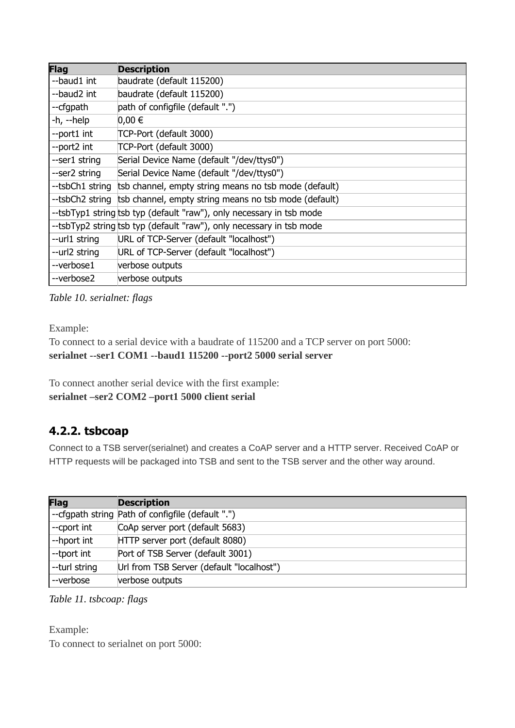| Flag | Description |
|---|---|
| --baud1 int | baudrate (default 115200) |
| --baud2 int | baudrate (default 115200) |
| --cfgpath | path of configfile (default ".") |
| -h, --help | 0,00 € |
| --port1 int | TCP-Port (default 3000) |
| --port2 int | TCP-Port (default 3000) |
| --ser1 string | Serial Device Name (default "/dev/ttys0") |
| --ser2 string | Serial Device Name (default "/dev/ttys0") |
| --tsbCh1 string | tsb channel, empty string means no tsb mode (default) |
| --tsbCh2 string | tsb channel, empty string means no tsb mode (default) |
| --tsbTyp1 string | tsb typ (default "raw"), only necessary in tsb mode |
| --tsbTyp2 string | tsb typ (default "raw"), only necessary in tsb mode |
| --url1 string | URL of TCP-Server (default "localhost") |
| --url2 string | URL of TCP-Server (default "localhost") |
| --verbose1 | verbose outputs |
| --verbose2 | verbose outputs |

*Table 10. serialnet: flags*

Example:
To connect to a serial device with a baudrate of 115200 and a TCP server on port 5000:
**serialnet --ser1 COM1 --baud1 115200 --port2 5000 serial server**

To connect another serial device with the first example:
**serialnet –ser2 COM2 –port1 5000 client serial**

### 4.2.2. tsbcoap

Connect to a TSB server(serialnet) and creates a CoAP server and a HTTP server. Received CoAP or HTTP requests will be packaged into TSB and sent to the TSB server and the other way around.

| Flag | Description |
|---|---|
| --cfgpath string | Path of configfile (default ".") |
| --cport int | CoAp server port (default 5683) |
| --hport int | HTTP server port (default 8080) |
| --tport int | Port of TSB Server (default 3001) |
| --turl string | Url from TSB Server (default "localhost") |
| --verbose | verbose outputs |

*Table 11. tsbcoap: flags*

Example:
To connect to serialnet on port 5000: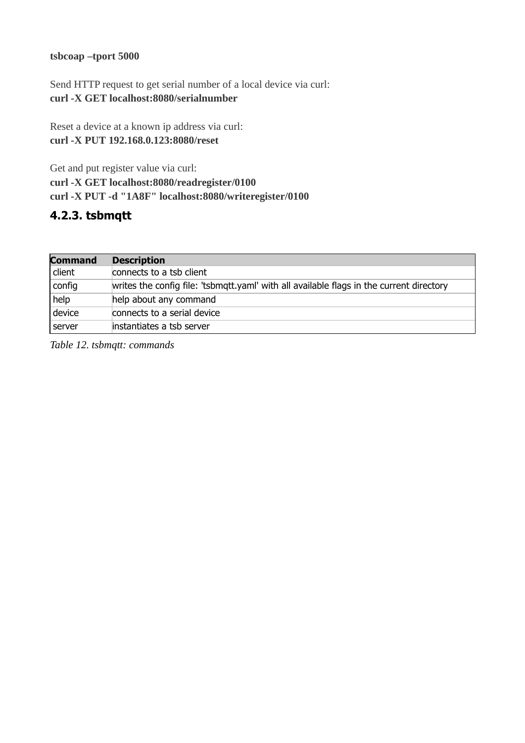**tsbcoap –tport 5000**

Send HTTP request to get serial number of a local device via curl:
**curl -X GET localhost:8080/serialnumber**

Reset a device at a known ip address via curl:
**curl -X PUT 192.168.0.123:8080/reset**

Get and put register value via curl:
**curl -X GET localhost:8080/readregister/0100**
**curl -X PUT -d "1A8F" localhost:8080/writeregister/0100**

### 4.2.3. tsbmqtt

| Command | Description |
|---|---|
| client | connects to a tsb client |
| config | writes the config file: 'tsbmqtt.yaml' with all available flags in the current directory |
| help | help about any command |
| device | connects to a serial device |
| server | instantiates a tsb server |

*Table 12. tsbmqtt: commands*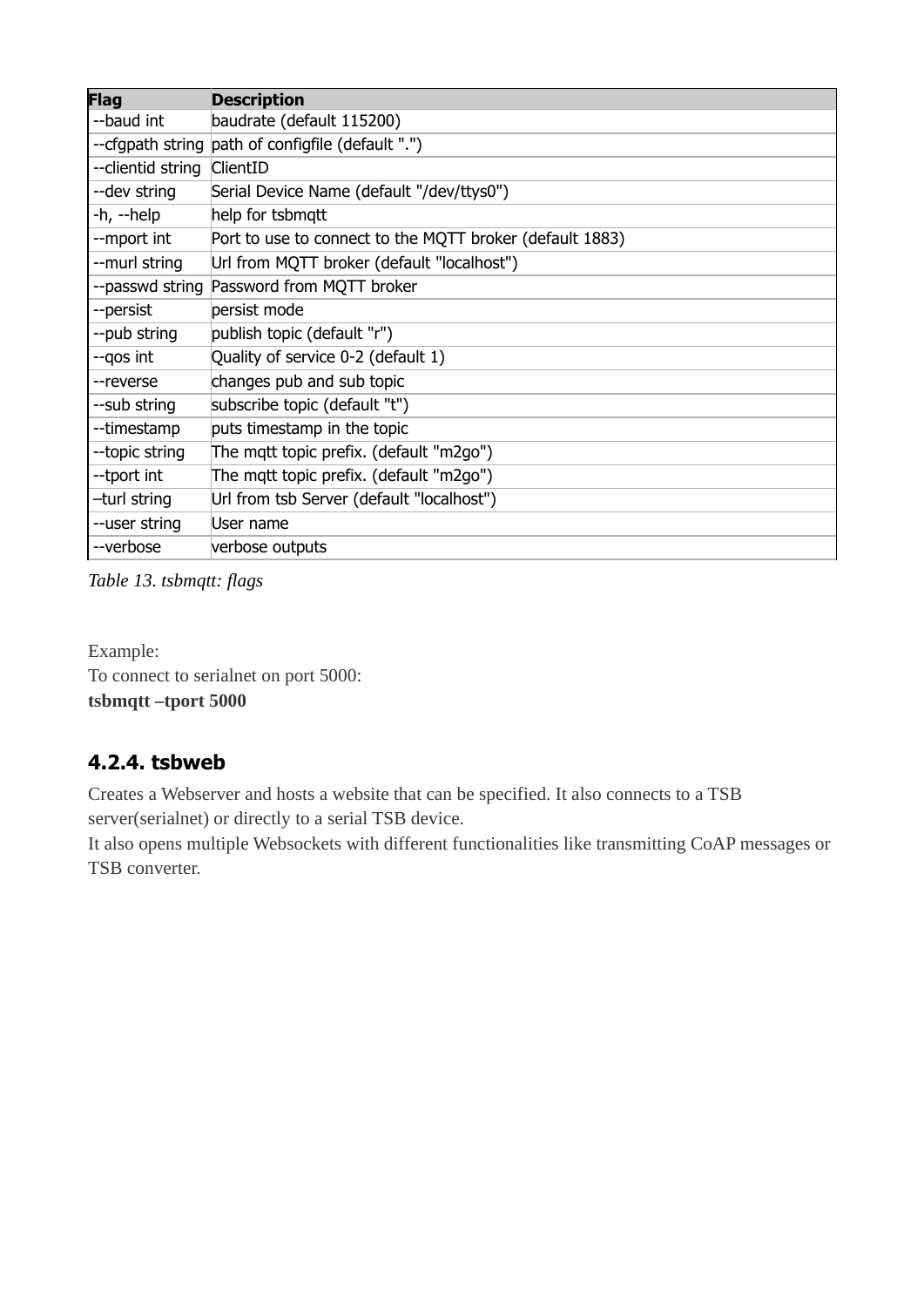| Flag | Description |
| --- | --- |
| --baud int | baudrate (default 115200) |
| --cfgpath string | path of configfile (default ".") |
| --clientid string | ClientID |
| --dev string | Serial Device Name (default "/dev/ttys0") |
| -h, --help | help for tsbmqtt |
| --mport int | Port to use to connect to the MQTT broker (default 1883) |
| --murl string | Url from MQTT broker (default "localhost") |
| --passwd string | Password from MQTT broker |
| --persist | persist mode |
| --pub string | publish topic (default "r") |
| --qos int | Quality of service 0-2 (default 1) |
| --reverse | changes pub and sub topic |
| --sub string | subscribe topic (default "t") |
| --timestamp | puts timestamp in the topic |
| --topic string | The mqtt topic prefix. (default "m2go") |
| --tport int | The mqtt topic prefix. (default "m2go") |
| –turl string | Url from tsb Server (default "localhost") |
| --user string | User name |
| --verbose | verbose outputs |

*Table 13. tsbmqtt: flags*

Example:
To connect to serialnet on port 5000:
**tsbmqtt –tport 5000**

### 4.2.4. tsbweb

Creates a Webserver and hosts a website that can be specified. It also connects to a TSB server(serialnet) or directly to a serial TSB device.
It also opens multiple Websockets with different functionalities like transmitting CoAP messages or TSB converter.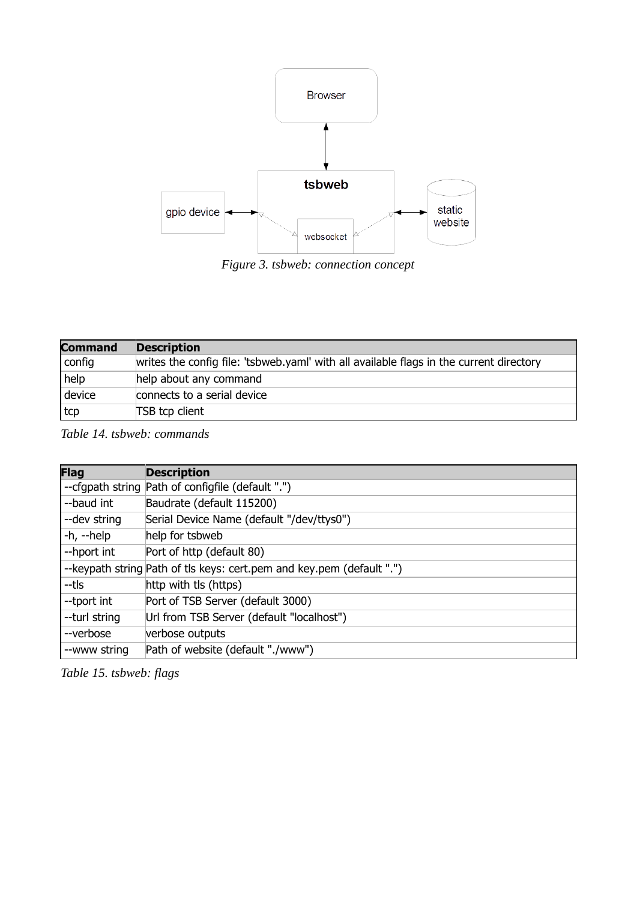Browser

tsbweb

gpio device

websocket

static website

Figure 3. tsbweb: connection concept

| Command | Description |
| --- | --- |
| config | writes the config file: 'tsbweb.yaml' with all available flags in the current directory |
| help | help about any command |
| device | connects to a serial device |
| tcp | TSB tcp client |

Table 14. tsbweb: commands

| Flag | Description |
| --- | --- |
| --cfgpath string | Path of configfile (default ".") |
| --baud int | Baudrate (default 115200) |
| --dev string | Serial Device Name (default "/dev/ttys0") |
| -h, --help | help for tsbweb |
| --hport int | Port of http (default 80) |
| --keypath string | Path of tls keys: cert.pem and key.pem (default ".") |
| --tls | http with tls (https) |
| --tport int | Port of TSB Server (default 3000) |
| --turl string | Url from TSB Server (default "localhost") |
| --verbose | verbose outputs |
| --www string | Path of website (default "./www") |

Table 15. tsbweb: flags